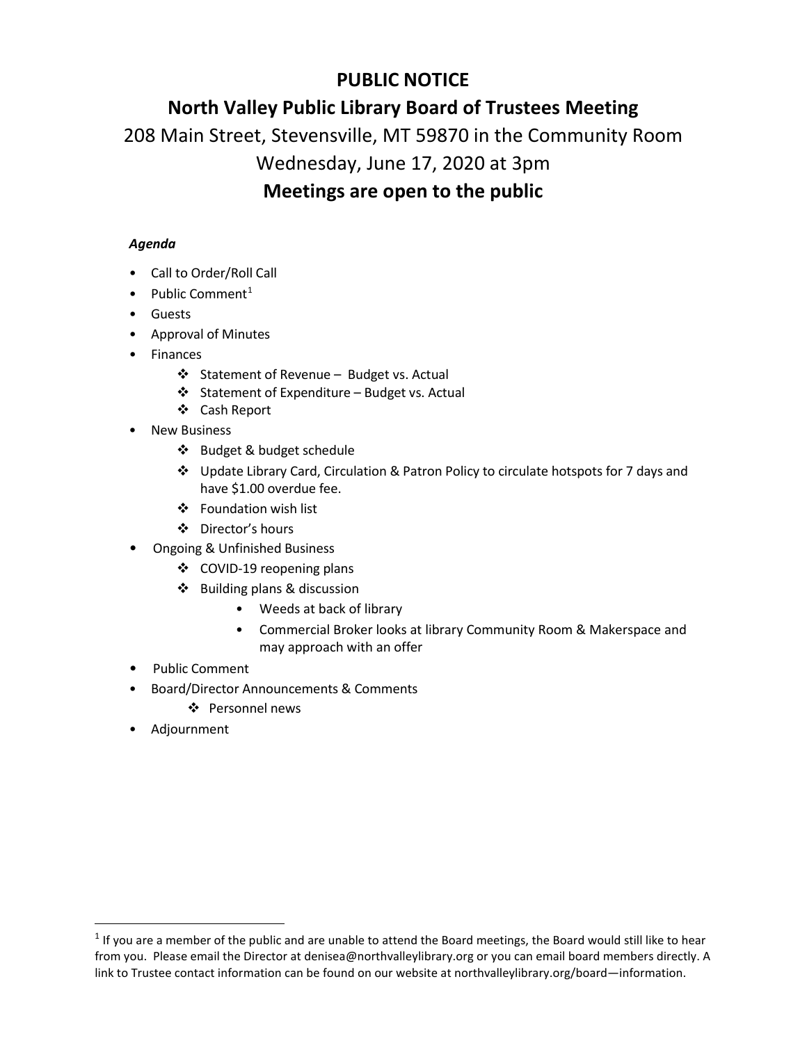# PUBLIC NOTICE

## North Valley Public Library Board of Trustees Meeting

208 Main Street, Stevensville, MT 59870 in the Community Room

Wednesday, June 17, 2020 at 3pm

**Meetings are open to the public**

***Agenda***

- Call to Order/Roll Call
- Public Comment[1]
- Guests
- Approval of Minutes
- Finances
  - Statement of Revenue – Budget vs. Actual
  - Statement of Expenditure – Budget vs. Actual
  - Cash Report
- New Business
  - Budget & budget schedule
  - Update Library Card, Circulation & Patron Policy to circulate hotspots for 7 days and have $1.00 overdue fee.
  - Foundation wish list
  - Director's hours
- Ongoing & Unfinished Business
  - COVID-19 reopening plans
  - Building plans & discussion
    - Weeds at back of library
    - Commercial Broker looks at library Community Room & Makerspace and may approach with an offer
- Public Comment
- Board/Director Announcements & Comments
  - Personnel news
- Adjournment

---

[1] If you are a member of the public and are unable to attend the Board meetings, the Board would still like to hear from you. Please email the Director at denisea@northvalleylibrary.org or you can email board members directly. A link to Trustee contact information can be found on our website at northvalleylibrary.org/board—information.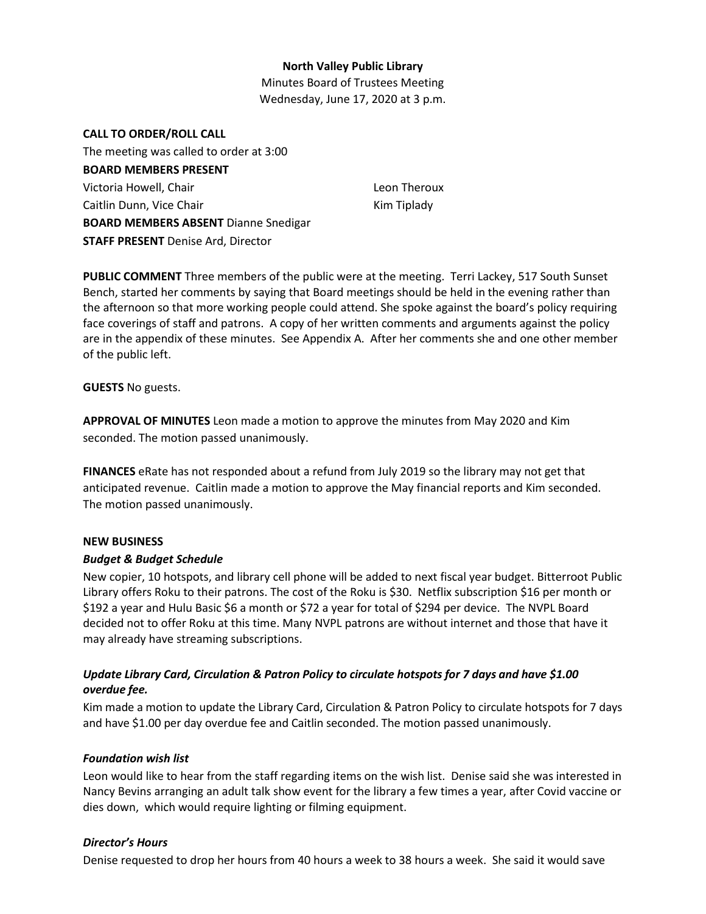**North Valley Public Library**

Minutes Board of Trustees Meeting

Wednesday, June 17, 2020 at 3 p.m.

**CALL TO ORDER/ROLL CALL**

The meeting was called to order at 3:00

**BOARD MEMBERS PRESENT**

Victoria Howell, Chair

Caitlin Dunn, Vice Chair

Leon Theroux

Kim Tiplady

**BOARD MEMBERS ABSENT** Dianne Snedigar

**STAFF PRESENT** Denise Ard, Director

**PUBLIC COMMENT** Three members of the public were at the meeting. Terri Lackey, 517 South Sunset Bench, started her comments by saying that Board meetings should be held in the evening rather than the afternoon so that more working people could attend. She spoke against the board's policy requiring face coverings of staff and patrons. A copy of her written comments and arguments against the policy are in the appendix of these minutes. See Appendix A. After her comments she and one other member of the public left.

**GUESTS** No guests.

**APPROVAL OF MINUTES** Leon made a motion to approve the minutes from May 2020 and Kim seconded. The motion passed unanimously.

**FINANCES** eRate has not responded about a refund from July 2019 so the library may not get that anticipated revenue. Caitlin made a motion to approve the May financial reports and Kim seconded. The motion passed unanimously.

**NEW BUSINESS**

***Budget & Budget Schedule***

New copier, 10 hotspots, and library cell phone will be added to next fiscal year budget. Bitterroot Public Library offers Roku to their patrons. The cost of the Roku is $30. Netflix subscription $16 per month or $192 a year and Hulu Basic $6 a month or $72 a year for total of $294 per device. The NVPL Board decided not to offer Roku at this time. Many NVPL patrons are without internet and those that have it may already have streaming subscriptions.

***Update Library Card, Circulation & Patron Policy to circulate hotspots for 7 days and have $1.00 overdue fee.***

Kim made a motion to update the Library Card, Circulation & Patron Policy to circulate hotspots for 7 days and have $1.00 per day overdue fee and Caitlin seconded. The motion passed unanimously.

***Foundation wish list***

Leon would like to hear from the staff regarding items on the wish list. Denise said she was interested in Nancy Bevins arranging an adult talk show event for the library a few times a year, after Covid vaccine or dies down, which would require lighting or filming equipment.

***Director's Hours***

Denise requested to drop her hours from 40 hours a week to 38 hours a week. She said it would save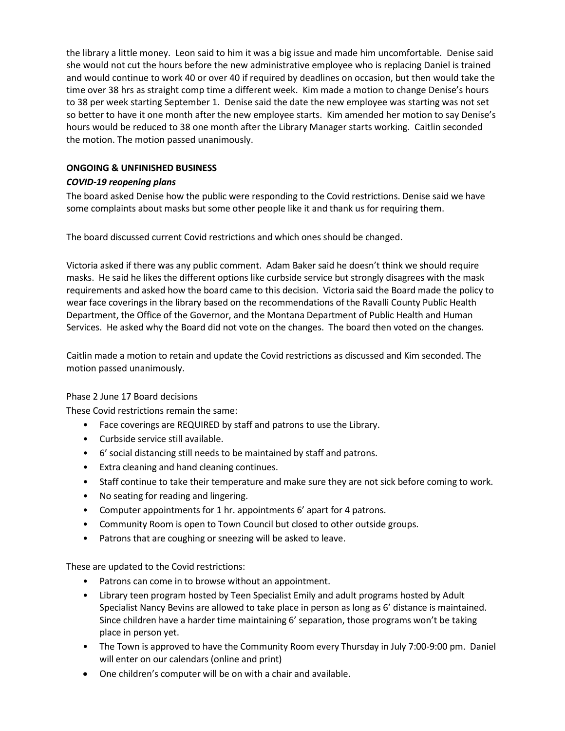the library a little money. Leon said to him it was a big issue and made him uncomfortable. Denise said she would not cut the hours before the new administrative employee who is replacing Daniel is trained and would continue to work 40 or over 40 if required by deadlines on occasion, but then would take the time over 38 hrs as straight comp time a different week. Kim made a motion to change Denise's hours to 38 per week starting September 1. Denise said the date the new employee was starting was not set so better to have it one month after the new employee starts. Kim amended her motion to say Denise's hours would be reduced to 38 one month after the Library Manager starts working. Caitlin seconded the motion. The motion passed unanimously.

**ONGOING & UNFINISHED BUSINESS**

***COVID-19 reopening plans***

The board asked Denise how the public were responding to the Covid restrictions. Denise said we have some complaints about masks but some other people like it and thank us for requiring them.

The board discussed current Covid restrictions and which ones should be changed.

Victoria asked if there was any public comment. Adam Baker said he doesn't think we should require masks. He said he likes the different options like curbside service but strongly disagrees with the mask requirements and asked how the board came to this decision. Victoria said the Board made the policy to wear face coverings in the library based on the recommendations of the Ravalli County Public Health Department, the Office of the Governor, and the Montana Department of Public Health and Human Services. He asked why the Board did not vote on the changes. The board then voted on the changes.

Caitlin made a motion to retain and update the Covid restrictions as discussed and Kim seconded. The motion passed unanimously.

Phase 2 June 17 Board decisions

These Covid restrictions remain the same:

- Face coverings are REQUIRED by staff and patrons to use the Library.
- Curbside service still available.
- 6' social distancing still needs to be maintained by staff and patrons.
- Extra cleaning and hand cleaning continues.
- Staff continue to take their temperature and make sure they are not sick before coming to work.
- No seating for reading and lingering.
- Computer appointments for 1 hr. appointments 6' apart for 4 patrons.
- Community Room is open to Town Council but closed to other outside groups.
- Patrons that are coughing or sneezing will be asked to leave.

These are updated to the Covid restrictions:

- Patrons can come in to browse without an appointment.
- Library teen program hosted by Teen Specialist Emily and adult programs hosted by Adult Specialist Nancy Bevins are allowed to take place in person as long as 6' distance is maintained. Since children have a harder time maintaining 6' separation, those programs won't be taking place in person yet.
- The Town is approved to have the Community Room every Thursday in July 7:00-9:00 pm. Daniel will enter on our calendars (online and print)
- One children's computer will be on with a chair and available.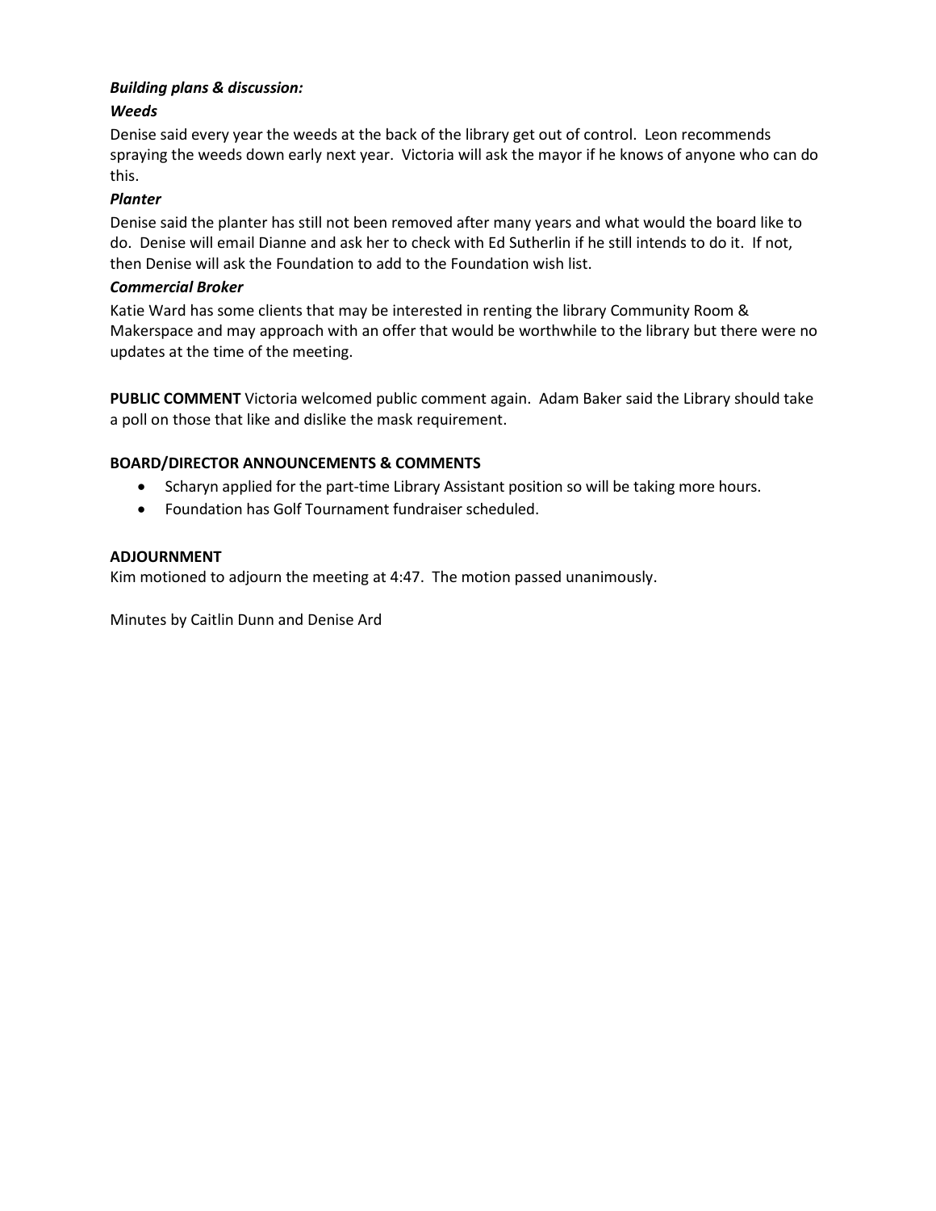***Building plans & discussion:***

***Weeds***

Denise said every year the weeds at the back of the library get out of control. Leon recommends spraying the weeds down early next year. Victoria will ask the mayor if he knows of anyone who can do this.

***Planter***

Denise said the planter has still not been removed after many years and what would the board like to do. Denise will email Dianne and ask her to check with Ed Sutherlin if he still intends to do it. If not, then Denise will ask the Foundation to add to the Foundation wish list.

***Commercial Broker***

Katie Ward has some clients that may be interested in renting the library Community Room & Makerspace and may approach with an offer that would be worthwhile to the library but there were no updates at the time of the meeting.

**PUBLIC COMMENT** Victoria welcomed public comment again. Adam Baker said the Library should take a poll on those that like and dislike the mask requirement.

**BOARD/DIRECTOR ANNOUNCEMENTS & COMMENTS**

- Scharyn applied for the part-time Library Assistant position so will be taking more hours.
- Foundation has Golf Tournament fundraiser scheduled.

**ADJOURNMENT**

Kim motioned to adjourn the meeting at 4:47. The motion passed unanimously.

Minutes by Caitlin Dunn and Denise Ard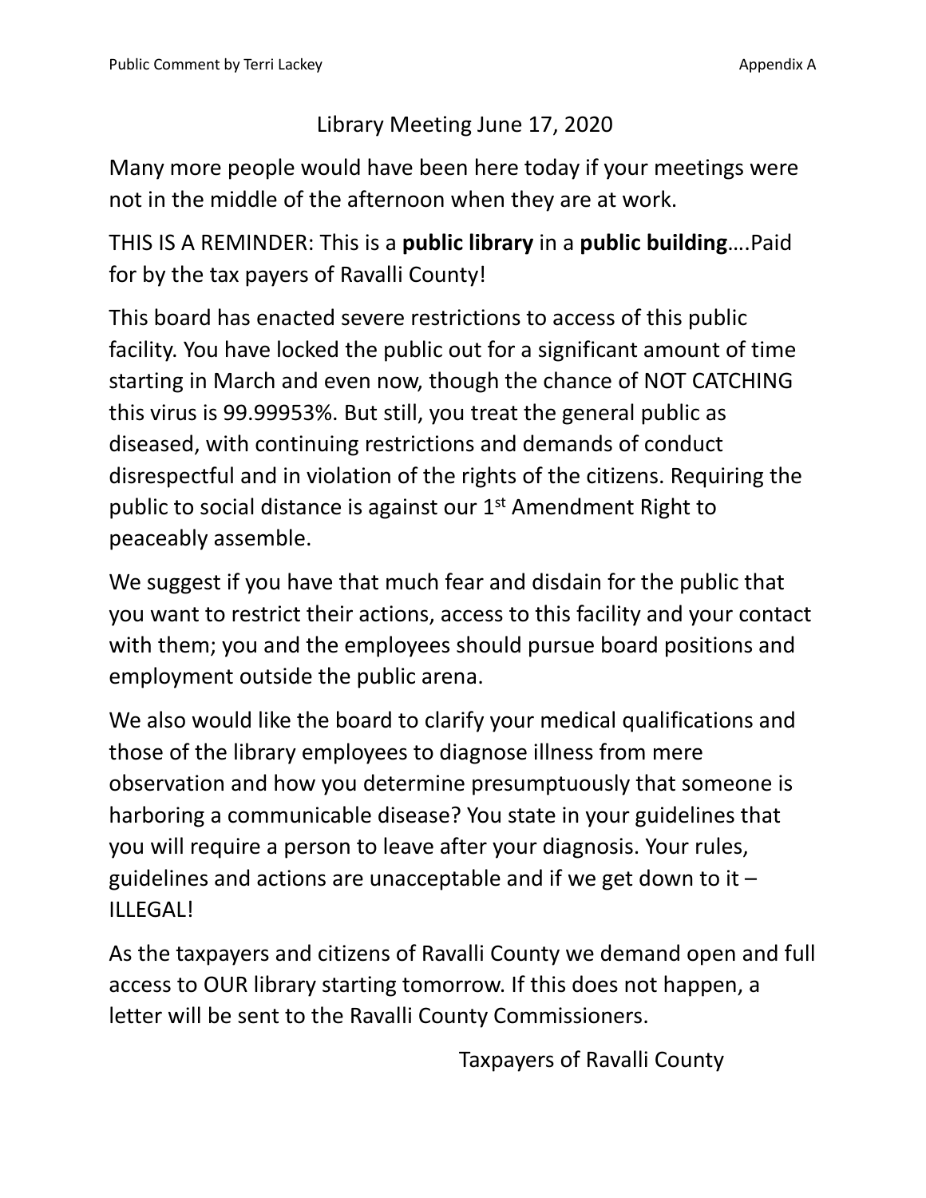## Library Meeting June 17, 2020

Many more people would have been here today if your meetings were not in the middle of the afternoon when they are at work.

THIS IS A REMINDER: This is a **public library** in a **public building**….Paid for by the tax payers of Ravalli County!

This board has enacted severe restrictions to access of this public facility. You have locked the public out for a significant amount of time starting in March and even now, though the chance of NOT CATCHING this virus is 99.99953%. But still, you treat the general public as diseased, with continuing restrictions and demands of conduct disrespectful and in violation of the rights of the citizens. Requiring the public to social distance is against our 1st Amendment Right to peaceably assemble.

We suggest if you have that much fear and disdain for the public that you want to restrict their actions, access to this facility and your contact with them; you and the employees should pursue board positions and employment outside the public arena.

We also would like the board to clarify your medical qualifications and those of the library employees to diagnose illness from mere observation and how you determine presumptuously that someone is harboring a communicable disease? You state in your guidelines that you will require a person to leave after your diagnosis. Your rules, guidelines and actions are unacceptable and if we get down to it – ILLEGAL!

As the taxpayers and citizens of Ravalli County we demand open and full access to OUR library starting tomorrow. If this does not happen, a letter will be sent to the Ravalli County Commissioners.

Taxpayers of Ravalli County